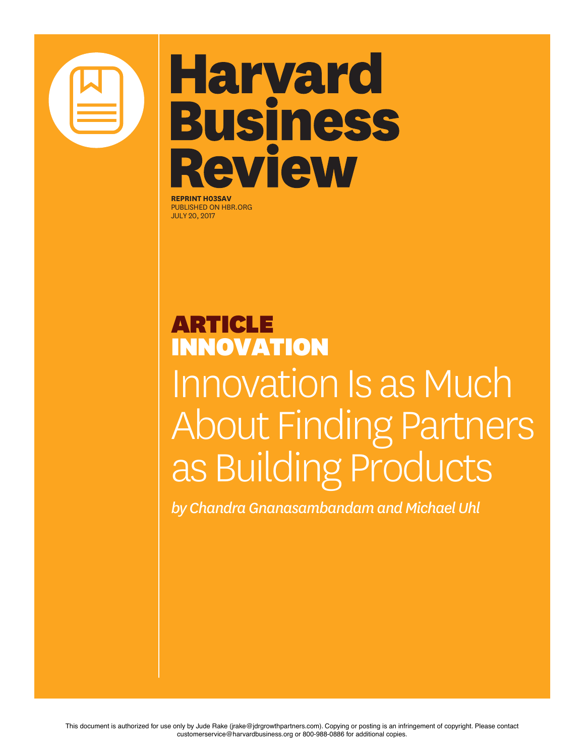# Harvard Business Review

**REPRINT H03SAV**
PUBLISHED ON HBR.ORG
JULY 20, 2017

**ARTICLE**
**INNOVATION**

# Innovation Is as Much About Finding Partners as Building Products

*by Chandra Gnanasambandam and Michael Uhl*

This document is authorized for use only by Jude Rake (jrake@jdrgrowthpartners.com). Copying or posting is an infringement of copyright. Please contact customerservice@harvardbusiness.org or 800-988-0886 for additional copies.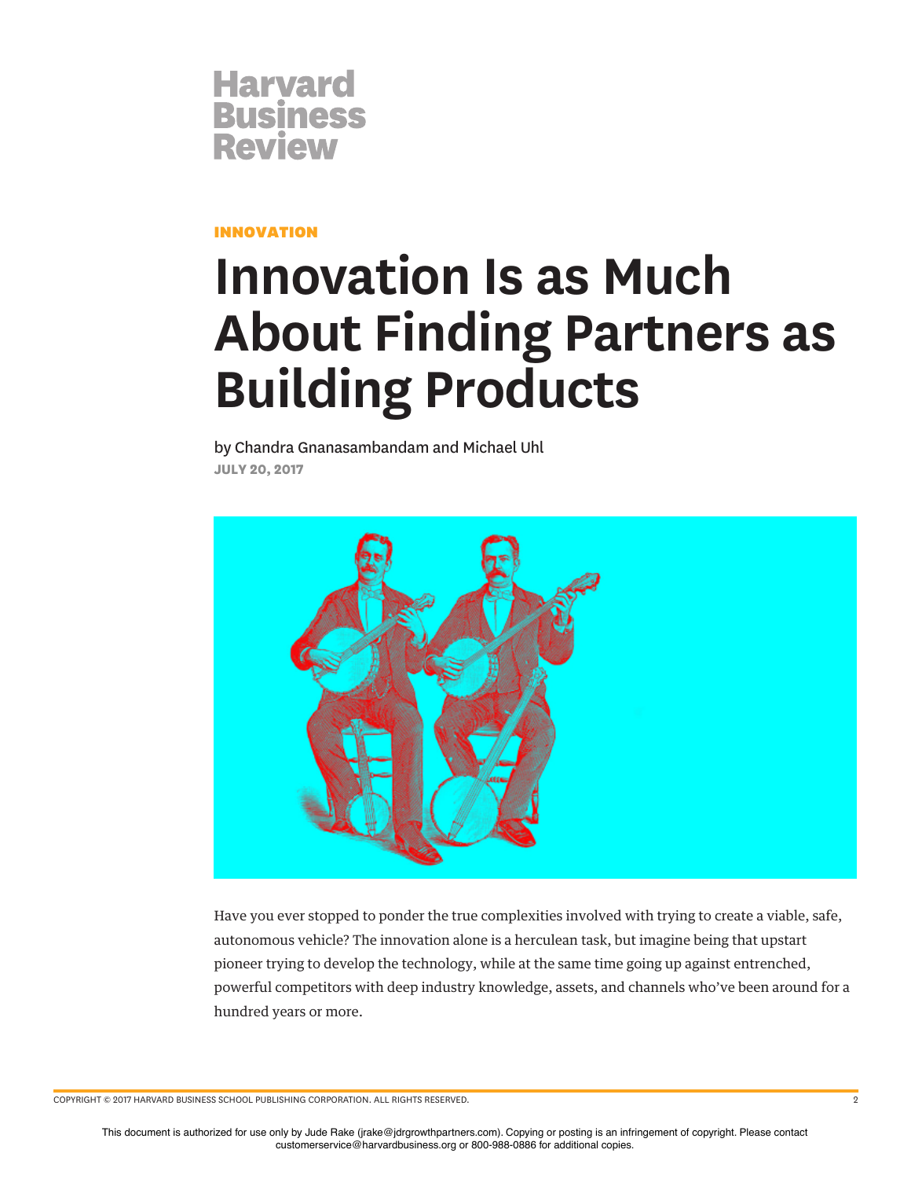Harvard Business Review

INNOVATION

# Innovation Is as Much About Finding Partners as Building Products

by Chandra Gnanasambandam and Michael Uhl

JULY 20, 2017

Have you ever stopped to ponder the true complexities involved with trying to create a viable, safe, autonomous vehicle? The innovation alone is a herculean task, but imagine being that upstart pioneer trying to develop the technology, while at the same time going up against entrenched, powerful competitors with deep industry knowledge, assets, and channels who've been around for a hundred years or more.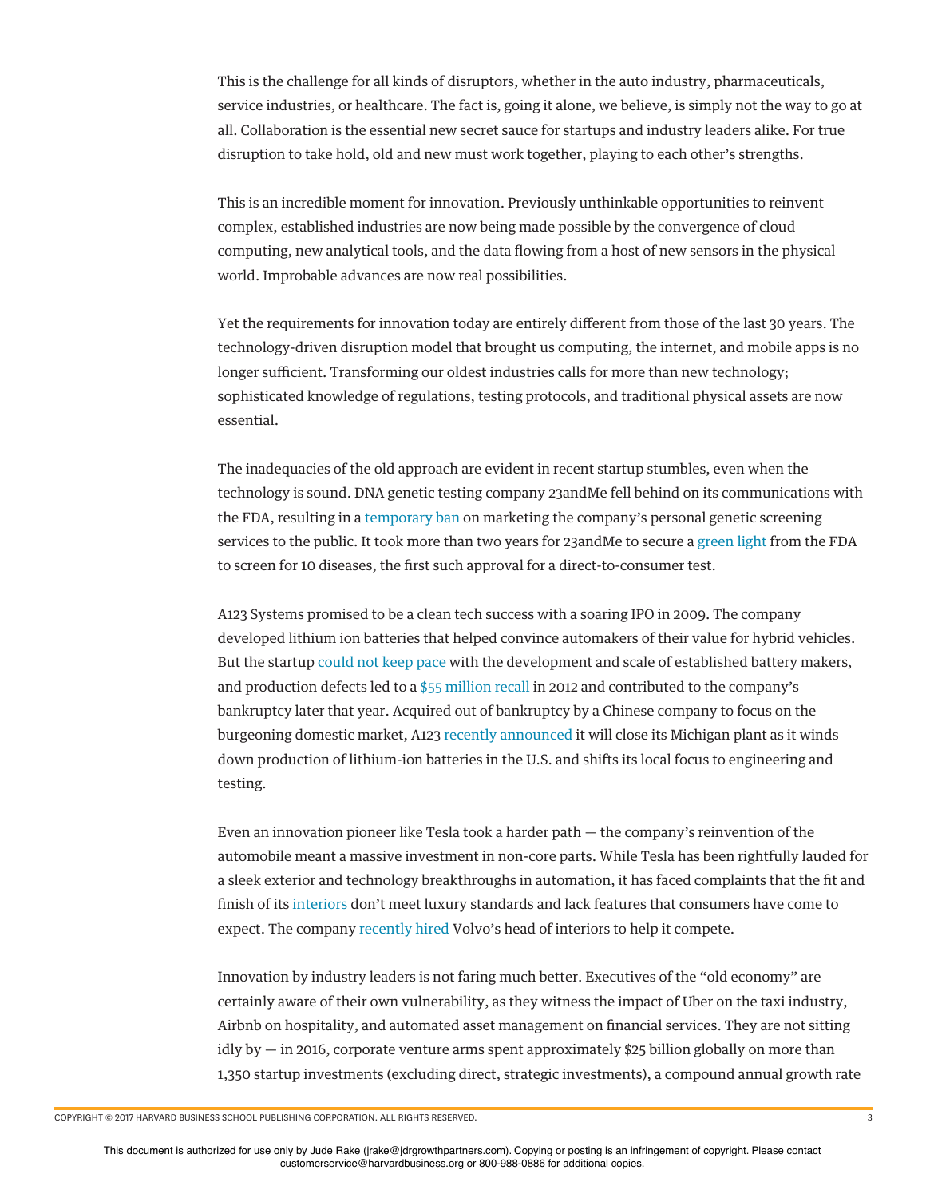This is the challenge for all kinds of disruptors, whether in the auto industry, pharmaceuticals, service industries, or healthcare. The fact is, going it alone, we believe, is simply not the way to go at all. Collaboration is the essential new secret sauce for startups and industry leaders alike. For true disruption to take hold, old and new must work together, playing to each other's strengths.

This is an incredible moment for innovation. Previously unthinkable opportunities to reinvent complex, established industries are now being made possible by the convergence of cloud computing, new analytical tools, and the data flowing from a host of new sensors in the physical world. Improbable advances are now real possibilities.

Yet the requirements for innovation today are entirely different from those of the last 30 years. The technology-driven disruption model that brought us computing, the internet, and mobile apps is no longer sufficient. Transforming our oldest industries calls for more than new technology; sophisticated knowledge of regulations, testing protocols, and traditional physical assets are now essential.

The inadequacies of the old approach are evident in recent startup stumbles, even when the technology is sound. DNA genetic testing company 23andMe fell behind on its communications with the FDA, resulting in a temporary ban on marketing the company's personal genetic screening services to the public. It took more than two years for 23andMe to secure a green light from the FDA to screen for 10 diseases, the first such approval for a direct-to-consumer test.

A123 Systems promised to be a clean tech success with a soaring IPO in 2009. The company developed lithium ion batteries that helped convince automakers of their value for hybrid vehicles. But the startup could not keep pace with the development and scale of established battery makers, and production defects led to a $55 million recall in 2012 and contributed to the company's bankruptcy later that year. Acquired out of bankruptcy by a Chinese company to focus on the burgeoning domestic market, A123 recently announced it will close its Michigan plant as it winds down production of lithium-ion batteries in the U.S. and shifts its local focus to engineering and testing.

Even an innovation pioneer like Tesla took a harder path — the company's reinvention of the automobile meant a massive investment in non-core parts. While Tesla has been rightfully lauded for a sleek exterior and technology breakthroughs in automation, it has faced complaints that the fit and finish of its interiors don't meet luxury standards and lack features that consumers have come to expect. The company recently hired Volvo's head of interiors to help it compete.

Innovation by industry leaders is not faring much better. Executives of the "old economy" are certainly aware of their own vulnerability, as they witness the impact of Uber on the taxi industry, Airbnb on hospitality, and automated asset management on financial services. They are not sitting idly by — in 2016, corporate venture arms spent approximately $25 billion globally on more than 1,350 startup investments (excluding direct, strategic investments), a compound annual growth rate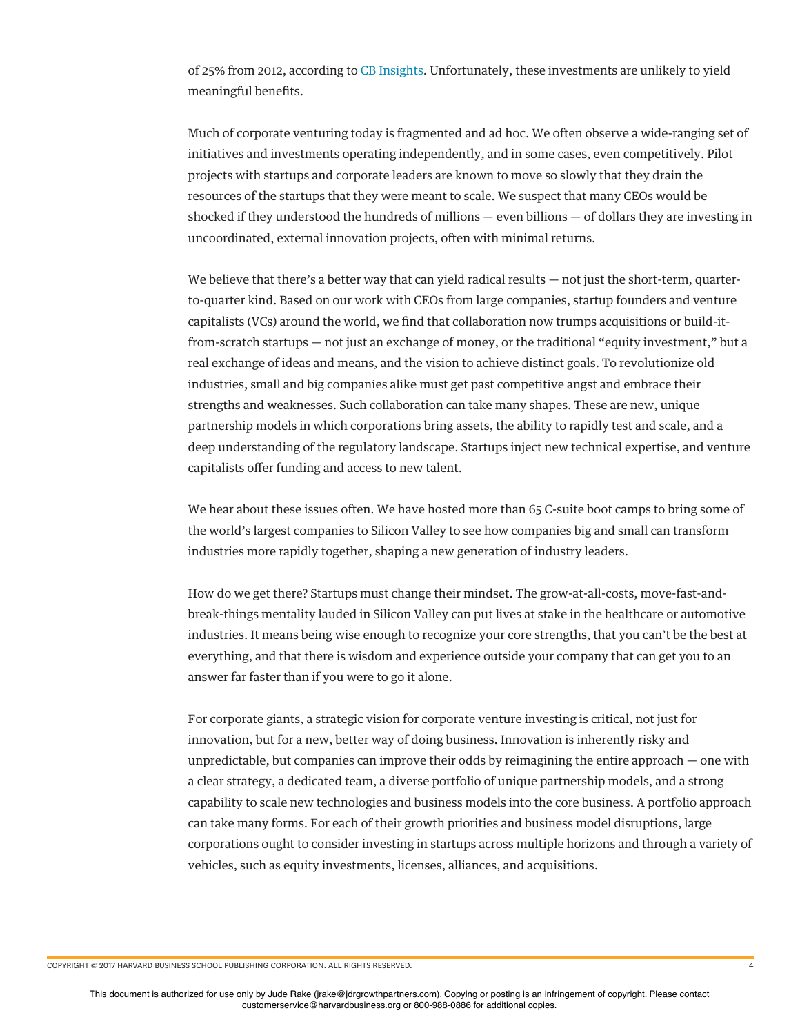of 25% from 2012, according to CB Insights. Unfortunately, these investments are unlikely to yield meaningful benefits.

Much of corporate venturing today is fragmented and ad hoc. We often observe a wide-ranging set of initiatives and investments operating independently, and in some cases, even competitively. Pilot projects with startups and corporate leaders are known to move so slowly that they drain the resources of the startups that they were meant to scale. We suspect that many CEOs would be shocked if they understood the hundreds of millions — even billions — of dollars they are investing in uncoordinated, external innovation projects, often with minimal returns.

We believe that there's a better way that can yield radical results — not just the short-term, quarter-to-quarter kind. Based on our work with CEOs from large companies, startup founders and venture capitalists (VCs) around the world, we find that collaboration now trumps acquisitions or build-it-from-scratch startups — not just an exchange of money, or the traditional "equity investment," but a real exchange of ideas and means, and the vision to achieve distinct goals. To revolutionize old industries, small and big companies alike must get past competitive angst and embrace their strengths and weaknesses. Such collaboration can take many shapes. These are new, unique partnership models in which corporations bring assets, the ability to rapidly test and scale, and a deep understanding of the regulatory landscape. Startups inject new technical expertise, and venture capitalists offer funding and access to new talent.

We hear about these issues often. We have hosted more than 65 C-suite boot camps to bring some of the world's largest companies to Silicon Valley to see how companies big and small can transform industries more rapidly together, shaping a new generation of industry leaders.

How do we get there? Startups must change their mindset. The grow-at-all-costs, move-fast-and-break-things mentality lauded in Silicon Valley can put lives at stake in the healthcare or automotive industries. It means being wise enough to recognize your core strengths, that you can't be the best at everything, and that there is wisdom and experience outside your company that can get you to an answer far faster than if you were to go it alone.

For corporate giants, a strategic vision for corporate venture investing is critical, not just for innovation, but for a new, better way of doing business. Innovation is inherently risky and unpredictable, but companies can improve their odds by reimagining the entire approach — one with a clear strategy, a dedicated team, a diverse portfolio of unique partnership models, and a strong capability to scale new technologies and business models into the core business. A portfolio approach can take many forms. For each of their growth priorities and business model disruptions, large corporations ought to consider investing in startups across multiple horizons and through a variety of vehicles, such as equity investments, licenses, alliances, and acquisitions.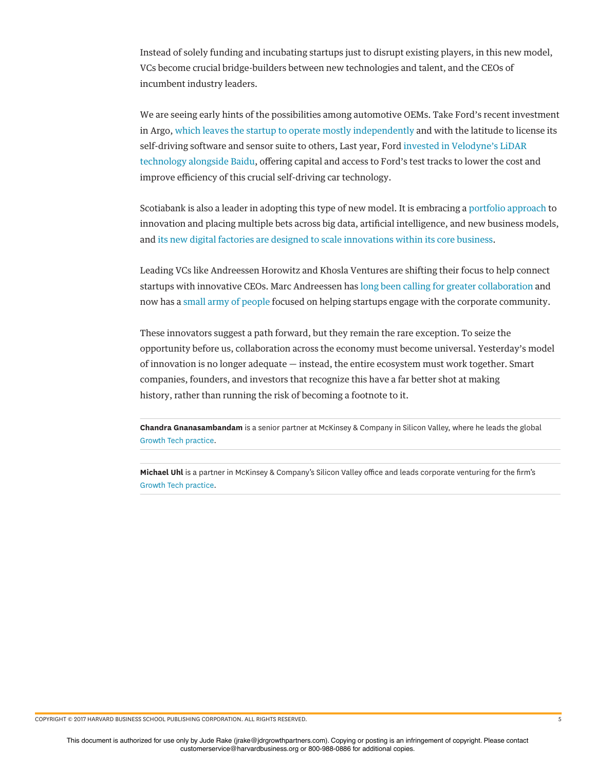Instead of solely funding and incubating startups just to disrupt existing players, in this new model, VCs become crucial bridge-builders between new technologies and talent, and the CEOs of incumbent industry leaders.

We are seeing early hints of the possibilities among automotive OEMs. Take Ford's recent investment in Argo, which leaves the startup to operate mostly independently and with the latitude to license its self-driving software and sensor suite to others, Last year, Ford invested in Velodyne's LiDAR technology alongside Baidu, offering capital and access to Ford's test tracks to lower the cost and improve efficiency of this crucial self-driving car technology.

Scotiabank is also a leader in adopting this type of new model. It is embracing a portfolio approach to innovation and placing multiple bets across big data, artificial intelligence, and new business models, and its new digital factories are designed to scale innovations within its core business.

Leading VCs like Andreessen Horowitz and Khosla Ventures are shifting their focus to help connect startups with innovative CEOs. Marc Andreessen has long been calling for greater collaboration and now has a small army of people focused on helping startups engage with the corporate community.

These innovators suggest a path forward, but they remain the rare exception. To seize the opportunity before us, collaboration across the economy must become universal. Yesterday's model of innovation is no longer adequate — instead, the entire ecosystem must work together. Smart companies, founders, and investors that recognize this have a far better shot at making history, rather than running the risk of becoming a footnote to it.

---

**Chandra Gnanasambandam** is a senior partner at McKinsey & Company in Silicon Valley, where he leads the global Growth Tech practice.

---

**Michael Uhl** is a partner in McKinsey & Company's Silicon Valley office and leads corporate venturing for the firm's Growth Tech practice.

---

COPYRIGHT © 2017 HARVARD BUSINESS SCHOOL PUBLISHING CORPORATION. ALL RIGHTS RESERVED.

This document is authorized for use only by Jude Rake (jrake@jdrgrowthpartners.com). Copying or posting is an infringement of copyright. Please contact customerservice@harvardbusiness.org or 800-988-0886 for additional copies.